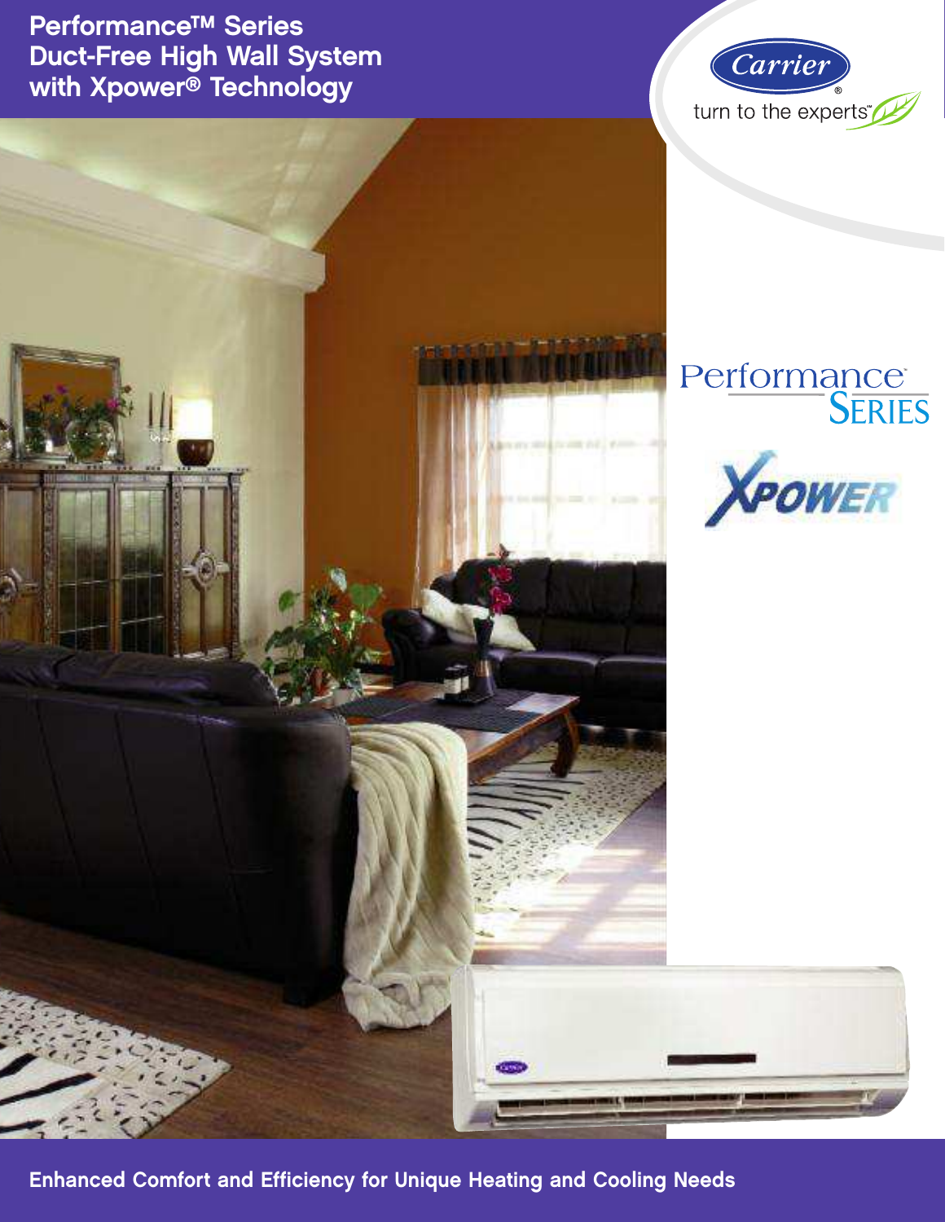# Performance™ Series Duct-Free High Wall System with Xpower® Technology

Carrier®

turn to the experts™

Performance Series

XPOWER

**Enhanced Comfort and Efficiency for Unique Heating and Cooling Needs**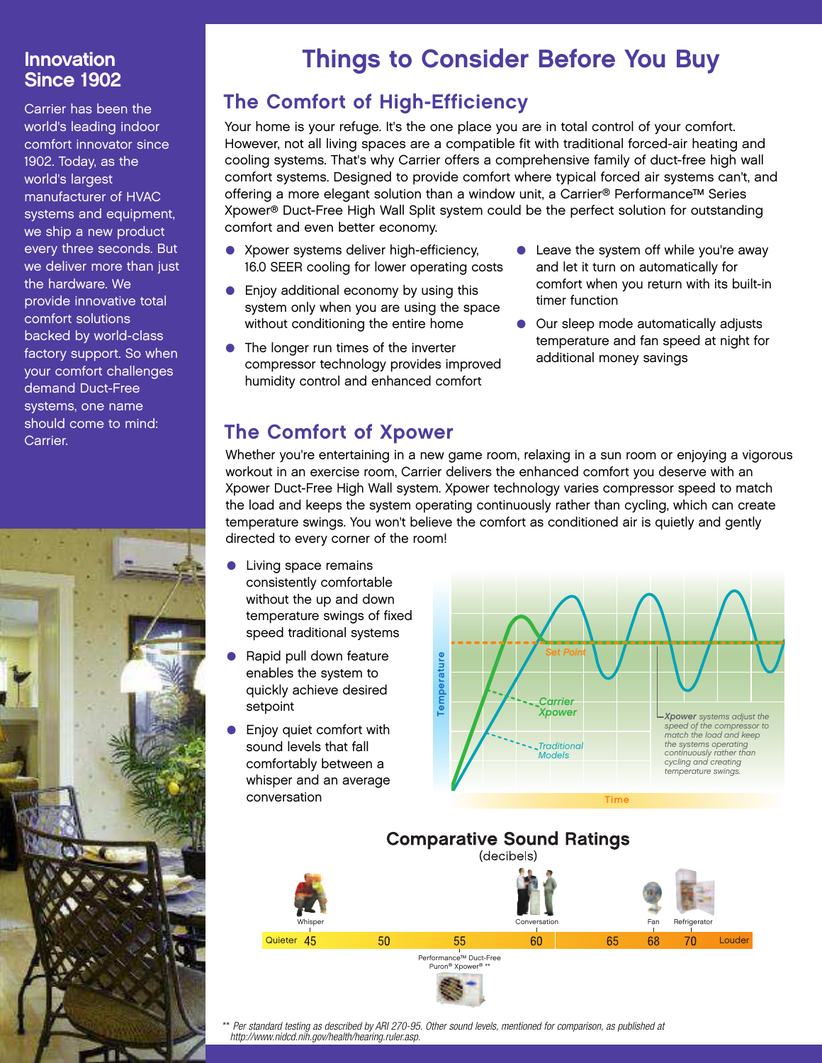## Innovation Since 1902

Carrier has been the world's leading indoor comfort innovator since 1902. Today, as the world's largest manufacturer of HVAC systems and equipment, we ship a new product every three seconds. But we deliver more than just the hardware. We provide innovative total comfort solutions backed by world-class factory support. So when your comfort challenges demand Duct-Free systems, one name should come to mind: Carrier.

# Things to Consider Before You Buy

## The Comfort of High-Efficiency

Your home is your refuge. It's the one place you are in total control of your comfort. However, not all living spaces are a compatible fit with traditional forced-air heating and cooling systems. That's why Carrier offers a comprehensive family of duct-free high wall comfort systems. Designed to provide comfort where typical forced air systems can't, and offering a more elegant solution than a window unit, a Carrier® Performance™ Series Xpower® Duct-Free High Wall Split system could be the perfect solution for outstanding comfort and even better economy.

- Xpower systems deliver high-efficiency, 16.0 SEER cooling for lower operating costs
- Enjoy additional economy by using this system only when you are using the space without conditioning the entire home
- The longer run times of the inverter compressor technology provides improved humidity control and enhanced comfort
- Leave the system off while you're away and let it turn on automatically for comfort when you return with its built-in timer function
- Our sleep mode automatically adjusts temperature and fan speed at night for additional money savings

## The Comfort of Xpower

Whether you're entertaining in a new game room, relaxing in a sun room or enjoying a vigorous workout in an exercise room, Carrier delivers the enhanced comfort you deserve with an Xpower Duct-Free High Wall system. Xpower technology varies compressor speed to match the load and keeps the system operating continuously rather than cycling, which can create temperature swings. You won't believe the comfort as conditioned air is quietly and gently directed to every corner of the room!

- Living space remains consistently comfortable without the up and down temperature swings of fixed speed traditional systems
- Rapid pull down feature enables the system to quickly achieve desired setpoint
- Enjoy quiet comfort with sound levels that fall comfortably between a whisper and an average conversation

Temperature / Time — Set Point — Carrier Xpower — Traditional Models

*Xpower systems adjust the speed of the compressor to match the load and keep the systems operating continuously rather than cycling and creating temperature swings.*

### Comparative Sound Ratings
(decibels)

| Quieter | 45 | 50 | 55 | 60 | 65 | 68 | 70 | Louder |
|---|---|---|---|---|---|---|---|---|
| | Whisper | | Performance™ Duct-Free Puron® Xpower® ** | Conversation | | Fan | Refrigerator | |

*\*\* Per standard testing as described by ARI 270-95. Other sound levels, mentioned for comparison, as published at http://www.nidcd.nih.gov/health/hearing.ruler.asp.*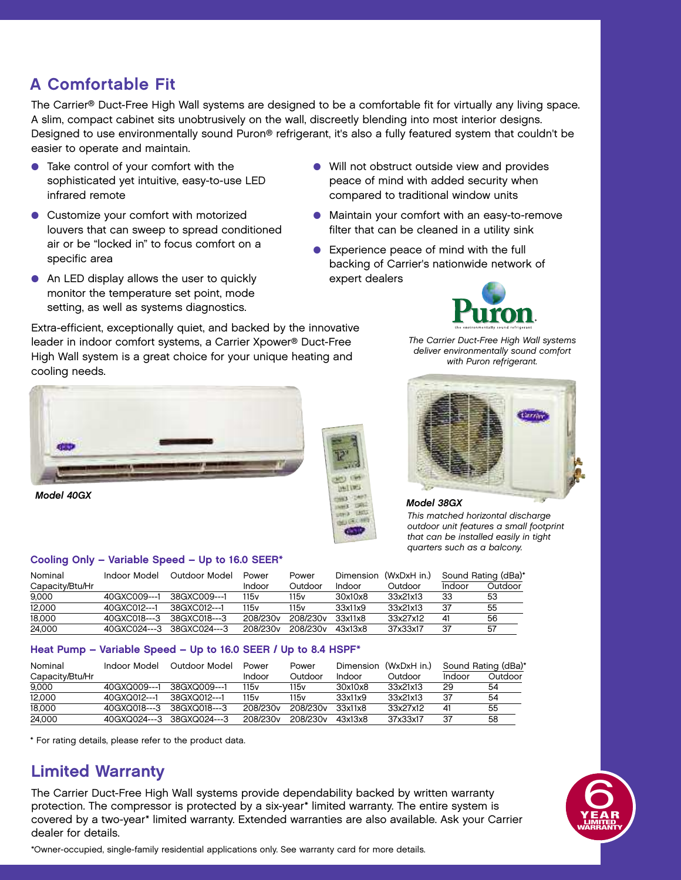## A Comfortable Fit

The Carrier® Duct-Free High Wall systems are designed to be a comfortable fit for virtually any living space. A slim, compact cabinet sits unobtrusively on the wall, discreetly blending into most interior designs. Designed to use environmentally sound Puron® refrigerant, it's also a fully featured system that couldn't be easier to operate and maintain.

- Take control of your comfort with the sophisticated yet intuitive, easy-to-use LED infrared remote
- Customize your comfort with motorized louvers that can sweep to spread conditioned air or be "locked in" to focus comfort on a specific area
- An LED display allows the user to quickly monitor the temperature set point, mode setting, as well as systems diagnostics.
- Will not obstruct outside view and provides peace of mind with added security when compared to traditional window units
- Maintain your comfort with an easy-to-remove filter that can be cleaned in a utility sink
- Experience peace of mind with the full backing of Carrier's nationwide network of expert dealers

Extra-efficient, exceptionally quiet, and backed by the innovative leader in indoor comfort systems, a Carrier Xpower® Duct-Free High Wall system is a great choice for your unique heating and cooling needs.

*The Carrier Duct-Free High Wall systems deliver environmentally sound comfort with Puron refrigerant.*

***Model 40GX***

***Model 38GX***

*This matched horizontal discharge outdoor unit features a small footprint that can be installed easily in tight quarters such as a balcony.*

### Cooling Only – Variable Speed – Up to 16.0 SEER*

| Nominal Capacity/Btu/Hr | Indoor Model | Outdoor Model | Power Indoor | Power Outdoor | Dimension (WxDxH in.) Indoor | Dimension (WxDxH in.) Outdoor | Sound Rating (dBa)* Indoor | Sound Rating (dBa)* Outdoor |
|---|---|---|---|---|---|---|---|---|
| 9,000 | 40GXC009---1 | 38GXC009---1 | 115v | 115v | 30x10x8 | 33x21x13 | 33 | 53 |
| 12,000 | 40GXC012---1 | 38GXC012---1 | 115v | 115v | 33x11x9 | 33x21x13 | 37 | 55 |
| 18,000 | 40GXC018---3 | 38GXC018---3 | 208/230v | 208/230v | 33x11x8 | 33x27x12 | 41 | 56 |
| 24,000 | 40GXC024---3 | 38GXC024---3 | 208/230v | 208/230v | 43x13x8 | 37x33x17 | 37 | 57 |

### Heat Pump – Variable Speed – Up to 16.0 SEER / Up to 8.4 HSPF*

| Nominal Capacity/Btu/Hr | Indoor Model | Outdoor Model | Power Indoor | Power Outdoor | Dimension (WxDxH in.) Indoor | Dimension (WxDxH in.) Outdoor | Sound Rating (dBa)* Indoor | Sound Rating (dBa)* Outdoor |
|---|---|---|---|---|---|---|---|---|
| 9,000 | 40GXQ009---1 | 38GXQ009---1 | 115v | 115v | 30x10x8 | 33x21x13 | 29 | 54 |
| 12,000 | 40GXQ012---1 | 38GXQ012---1 | 115v | 115v | 33x11x9 | 33x21x13 | 37 | 54 |
| 18,000 | 40GXQ018---3 | 38GXQ018---3 | 208/230v | 208/230v | 33x11x8 | 33x27x12 | 41 | 55 |
| 24,000 | 40GXQ024---3 | 38GXQ024---3 | 208/230v | 208/230v | 43x13x8 | 37x33x17 | 37 | 58 |

\* For rating details, please refer to the product data.

## Limited Warranty

The Carrier Duct-Free High Wall systems provide dependability backed by written warranty protection. The compressor is protected by a six-year* limited warranty. The entire system is covered by a two-year* limited warranty. Extended warranties are also available. Ask your Carrier dealer for details.

*Owner-occupied, single-family residential applications only. See warranty card for more details.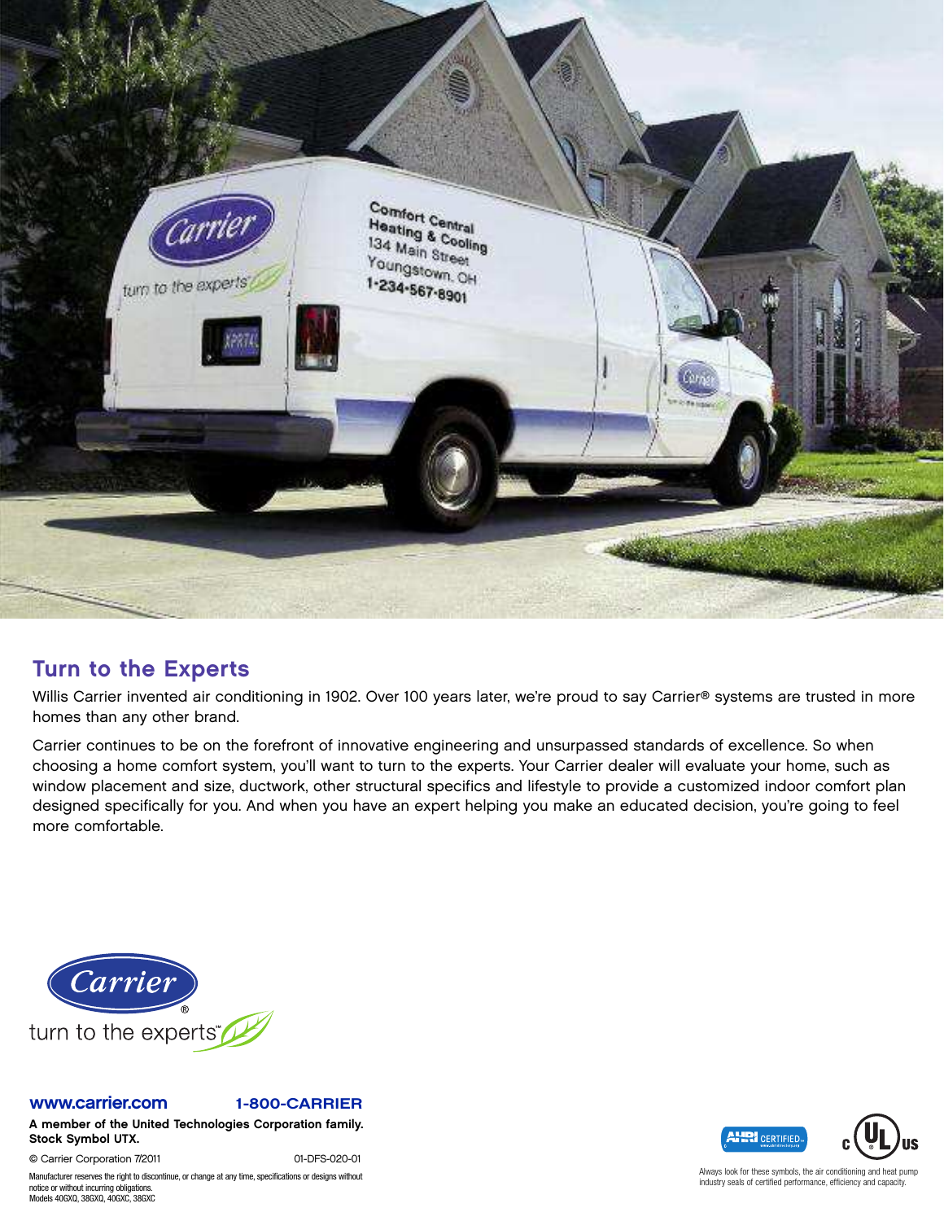## Turn to the Experts

Willis Carrier invented air conditioning in 1902. Over 100 years later, we're proud to say Carrier® systems are trusted in more homes than any other brand.

Carrier continues to be on the forefront of innovative engineering and unsurpassed standards of excellence. So when choosing a home comfort system, you'll want to turn to the experts. Your Carrier dealer will evaluate your home, such as window placement and size, ductwork, other structural specifics and lifestyle to provide a customized indoor comfort plan designed specifically for you. And when you have an expert helping you make an educated decision, you're going to feel more comfortable.

Carrier®
turn to the experts℠

**www.carrier.com** **1-800-CARRIER**

**A member of the United Technologies Corporation family. Stock Symbol UTX.**

© Carrier Corporation 7/2011 01-DFS-020-01

Manufacturer reserves the right to discontinue, or change at any time, specifications or designs without notice or without incurring obligations.
Models 40GXQ, 38GXQ, 40GXC, 38GXC

Always look for these symbols, the air conditioning and heat pump industry seals of certified performance, efficiency and capacity.